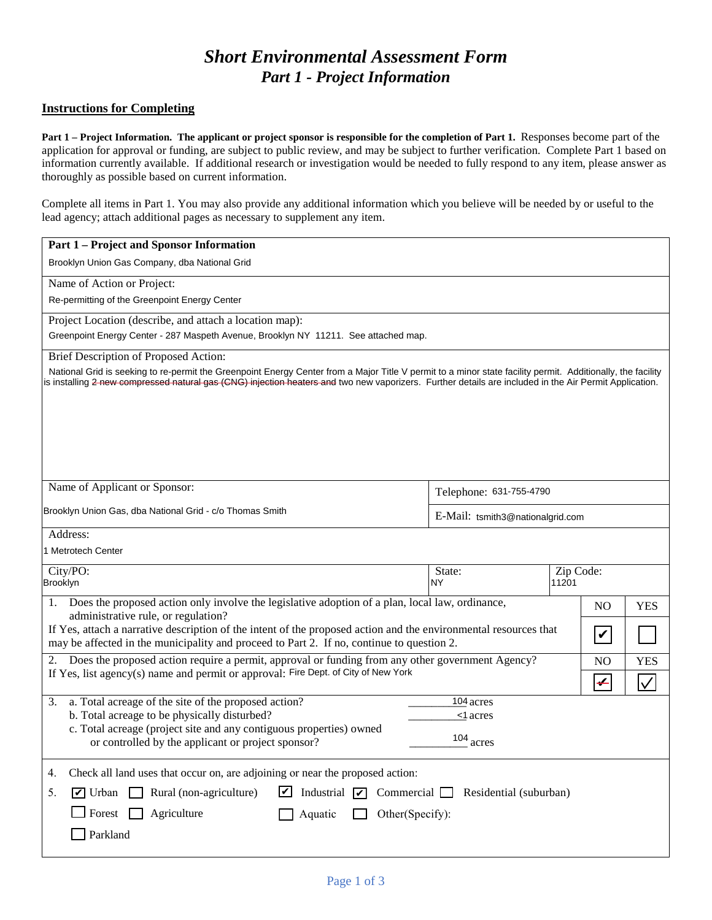# *Short Environmental Assessment Form*
## *Part 1 - Project Information*

**Instructions for Completing**

**Part 1 – Project Information. The applicant or project sponsor is responsible for the completion of Part 1.** Responses become part of the application for approval or funding, are subject to public review, and may be subject to further verification. Complete Part 1 based on information currently available. If additional research or investigation would be needed to fully respond to any item, please answer as thoroughly as possible based on current information.

Complete all items in Part 1. You may also provide any additional information which you believe will be needed by or useful to the lead agency; attach additional pages as necessary to supplement any item.

**Part 1 – Project and Sponsor Information**

Brooklyn Union Gas Company, dba National Grid

Name of Action or Project:

Re-permitting of the Greenpoint Energy Center

Project Location (describe, and attach a location map):

Greenpoint Energy Center - 287 Maspeth Avenue, Brooklyn NY 11211. See attached map.

Brief Description of Proposed Action:

National Grid is seeking to re-permit the Greenpoint Energy Center from a Major Title V permit to a minor state facility permit. Additionally, the facility is installing ~~2 new compressed natural gas (CNG) injection heaters and~~ two new vaporizers. Further details are included in the Air Permit Application.

| Name of Applicant or Sponsor: | Telephone: 631-755-4790 |
|---|---|
| Brooklyn Union Gas, dba National Grid - c/o Thomas Smith | E-Mail: tsmith3@nationalgrid.com |

Address:

1 Metrotech Center

| City/PO: | State: | Zip Code: |
|---|---|---|
| Brooklyn | NY | 11201 |

| | NO | YES |
|---|---|---|
| 1. Does the proposed action only involve the legislative adoption of a plan, local law, ordinance, administrative rule, or regulation? If Yes, attach a narrative description of the intent of the proposed action and the environmental resources that may be affected in the municipality and proceed to Part 2. If no, continue to question 2. | ☑ | ☐ |
| 2. Does the proposed action require a permit, approval or funding from any other government Agency? If Yes, list agency(s) name and permit or approval: Fire Dept. of City of New York | ~~☑~~ | ☑ |

3. a. Total acreage of the site of the proposed action? 104 acres
   b. Total acreage to be physically disturbed? <1 acres
   c. Total acreage (project site and any contiguous properties) owned or controlled by the applicant or project sponsor? 104 acres

4. Check all land uses that occur on, adjoining or near the proposed action:

5. ☑ Urban ☐ Rural (non-agriculture) ☑ Industrial ☑ Commercial ☐ Residential (suburban)
   ☐ Forest ☐ Agriculture ☐ Aquatic ☐ Other(Specify):
   ☐ Parkland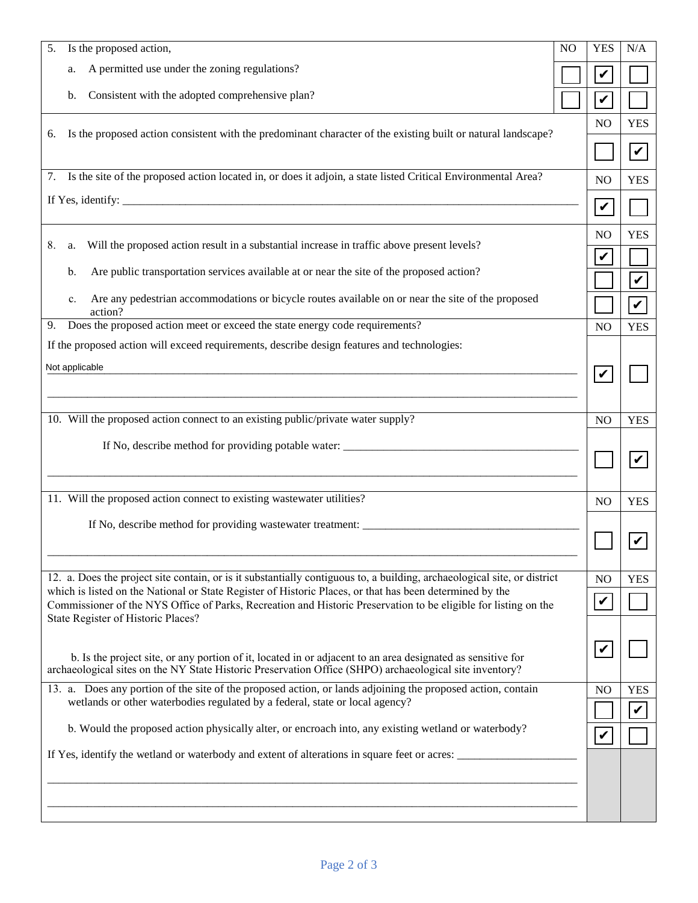| 5. Is the proposed action, | NO | YES | N/A |
|---|---|---|---|
| a. A permitted use under the zoning regulations? | ☐ | ☑ | ☐ |
| b. Consistent with the adopted comprehensive plan? | ☐ | ☑ | ☐ |

| | NO | YES |
|---|---|---|
| 6. Is the proposed action consistent with the predominant character of the existing built or natural landscape? | ☐ | ☑ |

| 7. Is the site of the proposed action located in, or does it adjoin, a state listed Critical Environmental Area? | NO | YES |
|---|---|---|
| If Yes, identify: ______________________ | ☑ | ☐ |

| | NO | YES |
|---|---|---|
| 8. a. Will the proposed action result in a substantial increase in traffic above present levels? | ☑ | ☐ |
| b. Are public transportation services available at or near the site of the proposed action? | ☐ | ☑ |
| c. Are any pedestrian accommodations or bicycle routes available on or near the site of the proposed action? | ☐ | ☑ |

| 9. Does the proposed action meet or exceed the state energy code requirements? | NO | YES |
|---|---|---|
| If the proposed action will exceed requirements, describe design features and technologies:<br>Not applicable | ☑ | ☐ |

| 10. Will the proposed action connect to an existing public/private water supply? | NO | YES |
|---|---|---|
| If No, describe method for providing potable water: ______________________ | ☐ | ☑ |

| 11. Will the proposed action connect to existing wastewater utilities? | NO | YES |
|---|---|---|
| If No, describe method for providing wastewater treatment: ______________________ | ☐ | ☑ |

| 12. a. Does the project site contain, or is it substantially contiguous to, a building, archaeological site, or district which is listed on the National or State Register of Historic Places, or that has been determined by the Commissioner of the NYS Office of Parks, Recreation and Historic Preservation to be eligible for listing on the State Register of Historic Places? | NO | YES |
|---|---|---|
| | ☑ | ☐ |
| b. Is the project site, or any portion of it, located in or adjacent to an area designated as sensitive for archaeological sites on the NY State Historic Preservation Office (SHPO) archaeological site inventory? | ☑ | ☐ |

| 13. a. Does any portion of the site of the proposed action, or lands adjoining the proposed action, contain wetlands or other waterbodies regulated by a federal, state or local agency? | NO | YES |
|---|---|---|
| | ☐ | ☑ |
| b. Would the proposed action physically alter, or encroach into, any existing wetland or waterbody? | ☑ | ☐ |
| If Yes, identify the wetland or waterbody and extent of alterations in square feet or acres: ______________________ | | |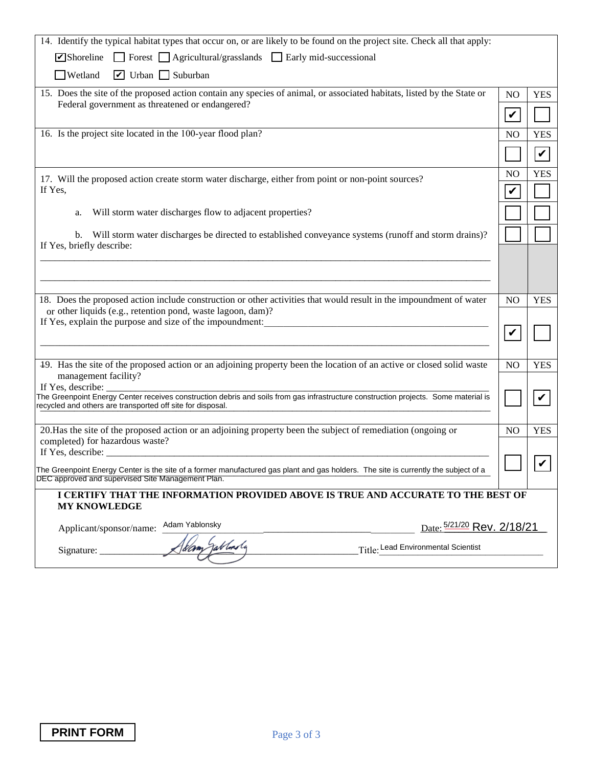14. Identify the typical habitat types that occur on, or are likely to be found on the project site. Check all that apply:

- [x] Shoreline
- [ ] Forest
- [ ] Agricultural/grasslands
- [ ] Early mid-successional
- [ ] Wetland
- [x] Urban
- [ ] Suburban

| Question | NO | YES |
|---|---|---|
| 15. Does the site of the proposed action contain any species of animal, or associated habitats, listed by the State or Federal government as threatened or endangered? | ✔ | |
| 16. Is the project site located in the 100-year flood plan? | | ✔ |
| 17. Will the proposed action create storm water discharge, either from point or non-point sources? If Yes, | ✔ | |
| a. Will storm water discharges flow to adjacent properties? | | |
| b. Will storm water discharges be directed to established conveyance systems (runoff and storm drains)? If Yes, briefly describe: ______ | | |
| 18. Does the proposed action include construction or other activities that would result in the impoundment of water or other liquids (e.g., retention pond, waste lagoon, dam)? If Yes, explain the purpose and size of the impoundment: ______ | ✔ | |
| 19. Has the site of the proposed action or an adjoining property been the location of an active or closed solid waste management facility? If Yes, describe: The Greenpoint Energy Center receives construction debris and soils from gas infrastructure construction projects. Some material is recycled and others are transported off site for disposal. | | ✔ |
| 20. Has the site of the proposed action or an adjoining property been the subject of remediation (ongoing or completed) for hazardous waste? If Yes, describe: The Greenpoint Energy Center is the site of a former manufactured gas plant and gas holders. The site is currently the subject of a DEC approved and supervised Site Management Plan. | | ✔ |

**I CERTIFY THAT THE INFORMATION PROVIDED ABOVE IS TRUE AND ACCURATE TO THE BEST OF MY KNOWLEDGE**

Applicant/sponsor/name: Adam Yablonsky

Date: ~~5/21/20~~ Rev. 2/18/21

Signature: Adam Yablonsky

Title: Lead Environmental Scientist

PRINT FORM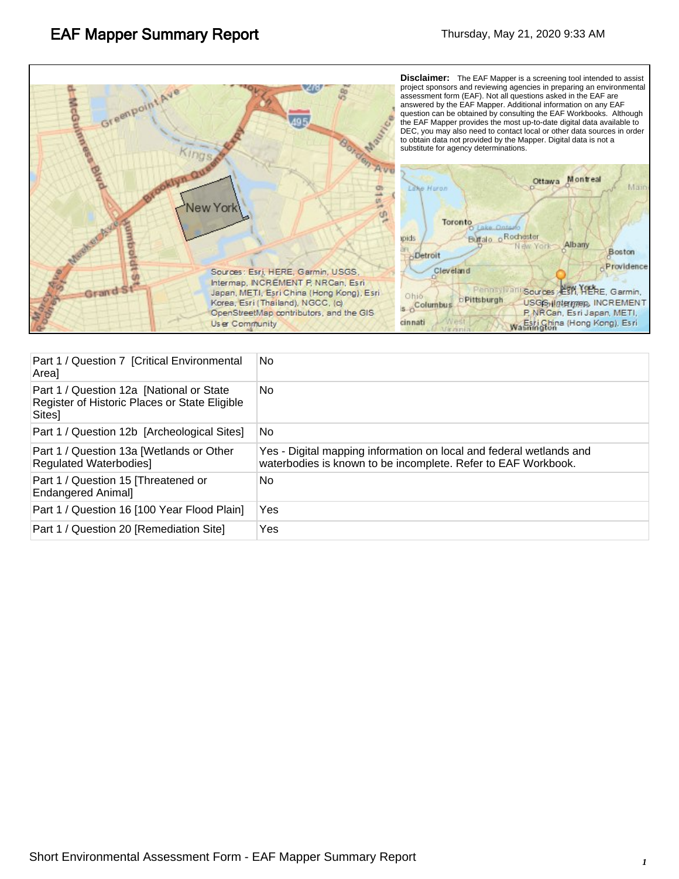# EAF Mapper Summary Report

Thursday, May 21, 2020 9:33 AM

**Disclaimer:** The EAF Mapper is a screening tool intended to assist project sponsors and reviewing agencies in preparing an environmental assessment form (EAF). Not all questions asked in the EAF are answered by the EAF Mapper. Additional information on any EAF question can be obtained by consulting the EAF Workbooks. Although the EAF Mapper provides the most up-to-date digital data available to DEC, you may also need to contact local or other data sources in order to obtain data not provided by the Mapper. Digital data is not a substitute for agency determinations.

| | |
|---|---|
| Part 1 / Question 7 [Critical Environmental Area] | No |
| Part 1 / Question 12a [National or State Register of Historic Places or State Eligible Sites] | No |
| Part 1 / Question 12b [Archeological Sites] | No |
| Part 1 / Question 13a [Wetlands or Other Regulated Waterbodies] | Yes - Digital mapping information on local and federal wetlands and waterbodies is known to be incomplete. Refer to EAF Workbook. |
| Part 1 / Question 15 [Threatened or Endangered Animal] | No |
| Part 1 / Question 16 [100 Year Flood Plain] | Yes |
| Part 1 / Question 20 [Remediation Site] | Yes |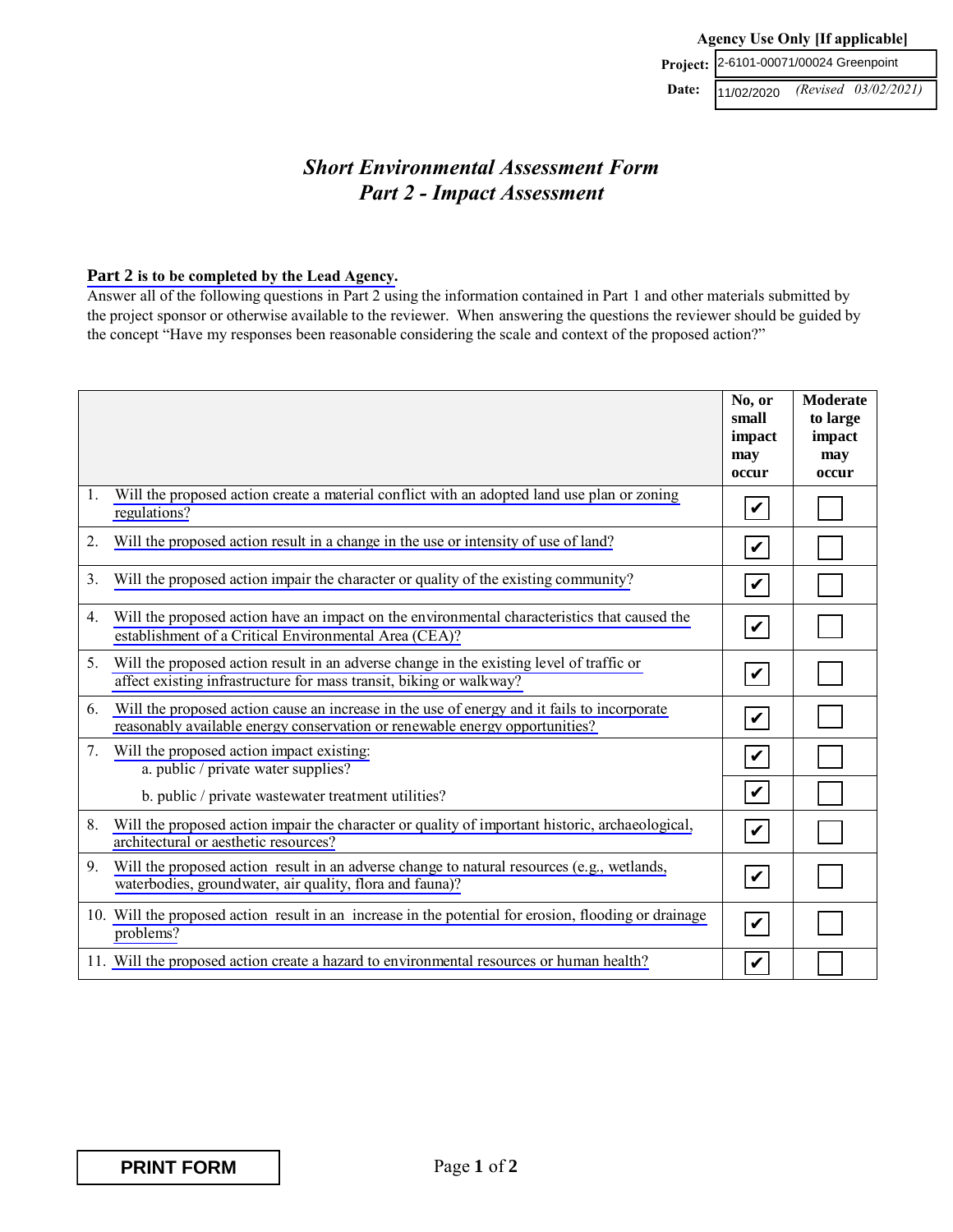**Agency Use Only [If applicable]**

| | |
|---|---|
| **Project:** | 2-6101-00071/00024 Greenpoint |
| **Date:** | 11/02/2020 *(Revised 03/02/2021)* |

# *Short Environmental Assessment Form*
# *Part 2 - Impact Assessment*

**Part 2 is to be completed by the Lead Agency.**

Answer all of the following questions in Part 2 using the information contained in Part 1 and other materials submitted by the project sponsor or otherwise available to the reviewer. When answering the questions the reviewer should be guided by the concept "Have my responses been reasonable considering the scale and context of the proposed action?"

| | No, or small impact may occur | Moderate to large impact may occur |
|---|---|---|
| 1. Will the proposed action create a material conflict with an adopted land use plan or zoning regulations? | ✔ | ☐ |
| 2. Will the proposed action result in a change in the use or intensity of use of land? | ✔ | ☐ |
| 3. Will the proposed action impair the character or quality of the existing community? | ✔ | ☐ |
| 4. Will the proposed action have an impact on the environmental characteristics that caused the establishment of a Critical Environmental Area (CEA)? | ✔ | ☐ |
| 5. Will the proposed action result in an adverse change in the existing level of traffic or affect existing infrastructure for mass transit, biking or walkway? | ✔ | ☐ |
| 6. Will the proposed action cause an increase in the use of energy and it fails to incorporate reasonably available energy conservation or renewable energy opportunities? | ✔ | ☐ |
| 7. Will the proposed action impact existing: a. public / private water supplies? | ✔ | ☐ |
| b. public / private wastewater treatment utilities? | ✔ | ☐ |
| 8. Will the proposed action impair the character or quality of important historic, archaeological, architectural or aesthetic resources? | ✔ | ☐ |
| 9. Will the proposed action result in an adverse change to natural resources (e.g., wetlands, waterbodies, groundwater, air quality, flora and fauna)? | ✔ | ☐ |
| 10. Will the proposed action result in an increase in the potential for erosion, flooding or drainage problems? | ✔ | ☐ |
| 11. Will the proposed action create a hazard to environmental resources or human health? | ✔ | ☐ |

PRINT FORM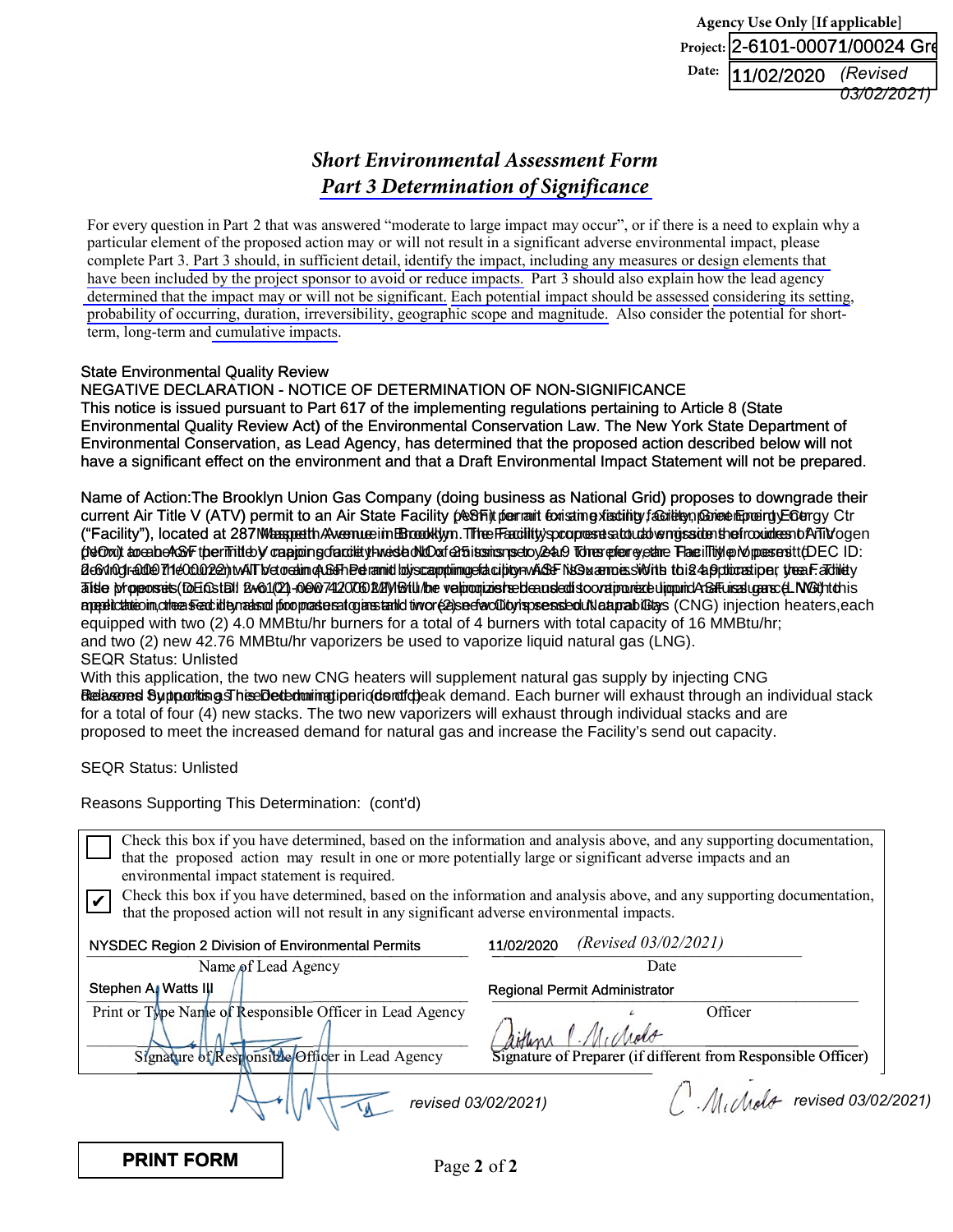**Agency Use Only [If applicable]**

**Project:** 2-6101-00071/00024 Gre

**Date:** 11/02/2020 *(Revised 03/02/2021)*

# *Short Environmental Assessment Form*
## *Part 3 Determination of Significance*

For every question in Part 2 that was answered "moderate to large impact may occur", or if there is a need to explain why a particular element of the proposed action may or will not result in a significant adverse environmental impact, please complete Part 3. Part 3 should, in sufficient detail, identify the impact, including any measures or design elements that have been included by the project sponsor to avoid or reduce impacts. Part 3 should also explain how the lead agency determined that the impact may or will not be significant. Each potential impact should be assessed considering its setting, probability of occurring, duration, irreversibility, geographic scope and magnitude. Also consider the potential for short-term, long-term and cumulative impacts.

State Environmental Quality Review
NEGATIVE DECLARATION - NOTICE OF DETERMINATION OF NON-SIGNIFICANCE
This notice is issued pursuant to Part 617 of the implementing regulations pertaining to Article 8 (State Environmental Quality Review Act) of the Environmental Conservation Law. The New York State Department of Environmental Conservation, as Lead Agency, has determined that the proposed action described below will not have a significant effect on the environment and that a Draft Environmental Impact Statement will not be prepared.

Name of Action:The Brooklyn Union Gas Company (doing business as National Grid) proposes to downgrade their current Air Title V (ATV) permit to an Air State Facility (ASF) permit for an existing facility, Greenpoint Energy Ctr ("Facility"), located at 287 Maspeth Avenue in Brooklyn. The Facility proposes to downgrade their current ATV permit to an ASF permit by capping facility-wide NOx emissions to 24.9 tons per year. The Title V permit (DEC ID: 2-6101-00071/00022) will be retired. The Facility also proposes (DEC ID: 2-6101-00071/00024) with this application, the Facility also proposes to install two (2) new Compressed Natural Gas (CNG) injection heaters, each equipped with two (2) 4.0 MMBtu/hr burners for a total of 4 burners with total capacity of 16 MMBtu/hr; and two (2) new 42.76 MMBtu/hr vaporizers be used to vaporize liquid natural gas (LNG).
SEQR Status: Unlisted
With this application, the two new CNG heaters will supplement natural gas supply by injecting CNG Reasons Supporting This Determination: (cont'd) peak demand. Each burner will exhaust through an individual stack for a total of four (4) new stacks. The two new vaporizers will exhaust through individual stacks and are proposed to meet the increased demand for natural gas and increase the Facility's send out capacity.

SEQR Status: Unlisted

Reasons Supporting This Determination: (cont'd)

☐ Check this box if you have determined, based on the information and analysis above, and any supporting documentation, that the proposed action may result in one or more potentially large or significant adverse impacts and an environmental impact statement is required.

☑ Check this box if you have determined, based on the information and analysis above, and any supporting documentation, that the proposed action will not result in any significant adverse environmental impacts.

| NYSDEC Region 2 Division of Environmental Permits | 11/02/2020 *(Revised 03/02/2021)* |
|---|---|
| Name of Lead Agency | Date |
| Stephen A. Watts III | Regional Permit Administrator |
| Print or Type Name of Responsible Officer in Lead Agency | Title of Responsible Officer |
| [signature] | [signature] |
| Signature of Responsible Officer in Lead Agency | Signature of Preparer (if different from Responsible Officer) |

[signature] *revised 03/02/2021)* [signature] *revised 03/02/2021)*

**PRINT FORM**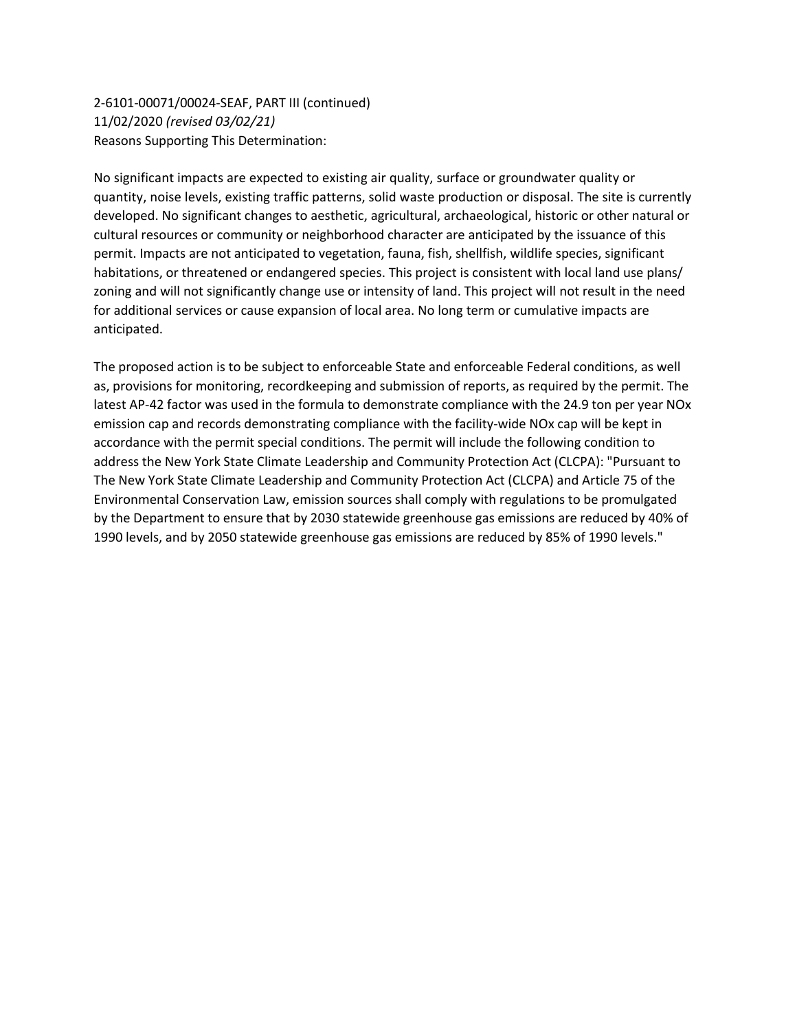2-6101-00071/00024-SEAF, PART III (continued)
11/02/2020 *(revised 03/02/21)*
Reasons Supporting This Determination:

No significant impacts are expected to existing air quality, surface or groundwater quality or quantity, noise levels, existing traffic patterns, solid waste production or disposal. The site is currently developed. No significant changes to aesthetic, agricultural, archaeological, historic or other natural or cultural resources or community or neighborhood character are anticipated by the issuance of this permit. Impacts are not anticipated to vegetation, fauna, fish, shellfish, wildlife species, significant habitations, or threatened or endangered species. This project is consistent with local land use plans/ zoning and will not significantly change use or intensity of land. This project will not result in the need for additional services or cause expansion of local area. No long term or cumulative impacts are anticipated.

The proposed action is to be subject to enforceable State and enforceable Federal conditions, as well as, provisions for monitoring, recordkeeping and submission of reports, as required by the permit. The latest AP-42 factor was used in the formula to demonstrate compliance with the 24.9 ton per year NOx emission cap and records demonstrating compliance with the facility-wide NOx cap will be kept in accordance with the permit special conditions. The permit will include the following condition to address the New York State Climate Leadership and Community Protection Act (CLCPA): "Pursuant to The New York State Climate Leadership and Community Protection Act (CLCPA) and Article 75 of the Environmental Conservation Law, emission sources shall comply with regulations to be promulgated by the Department to ensure that by 2030 statewide greenhouse gas emissions are reduced by 40% of 1990 levels, and by 2050 statewide greenhouse gas emissions are reduced by 85% of 1990 levels."